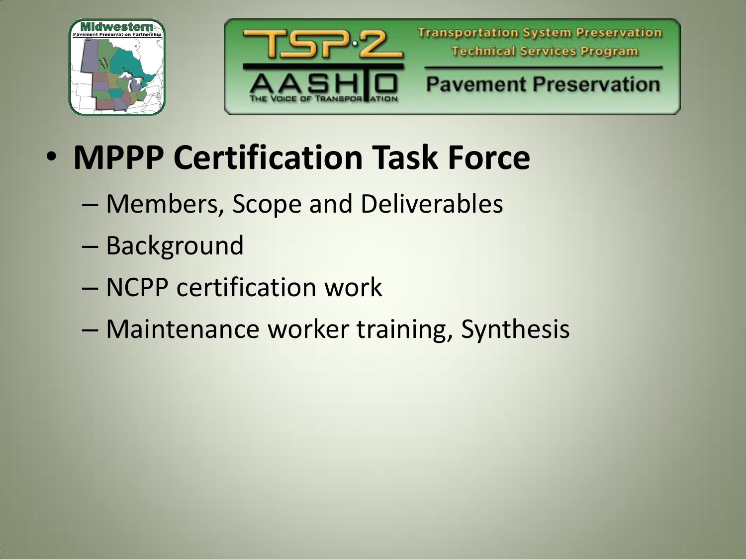Midwestern Pavement Preservation Partnership

TSP·2 — Transportation System Preservation Technical Services Program

AASHTO — The Voice of Transportation

Pavement Preservation

- **MPPP Certification Task Force**
  - Members, Scope and Deliverables
  - Background
  - NCPP certification work
  - Maintenance worker training, Synthesis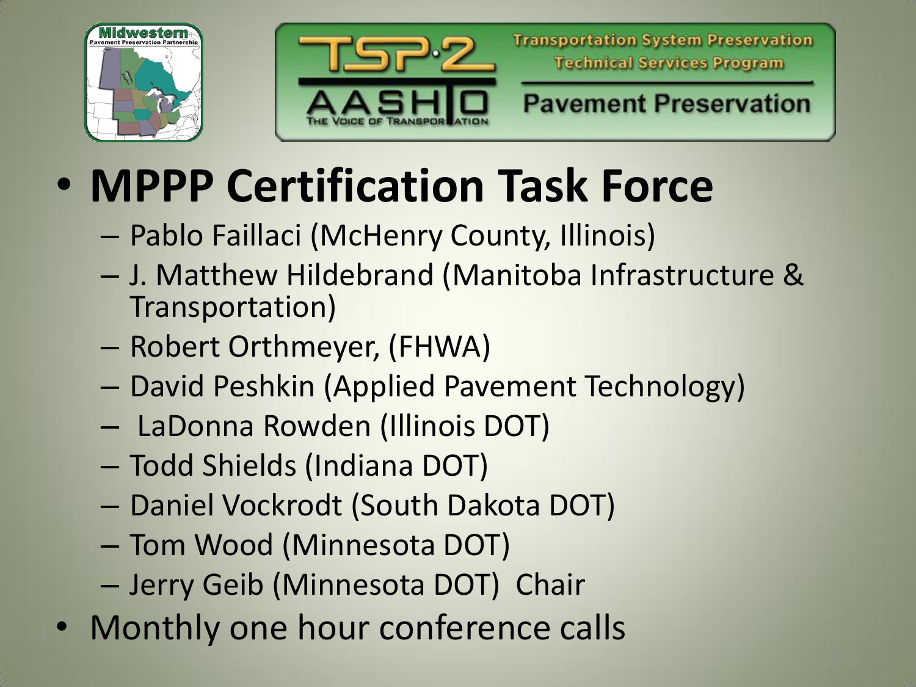- **MPPP Certification Task Force**
  - Pablo Faillaci (McHenry County, Illinois)
  - J. Matthew Hildebrand (Manitoba Infrastructure & Transportation)
  - Robert Orthmeyer, (FHWA)
  - David Peshkin (Applied Pavement Technology)
  - LaDonna Rowden (Illinois DOT)
  - Todd Shields (Indiana DOT)
  - Daniel Vockrodt (South Dakota DOT)
  - Tom Wood (Minnesota DOT)
  - Jerry Geib (Minnesota DOT) Chair
- Monthly one hour conference calls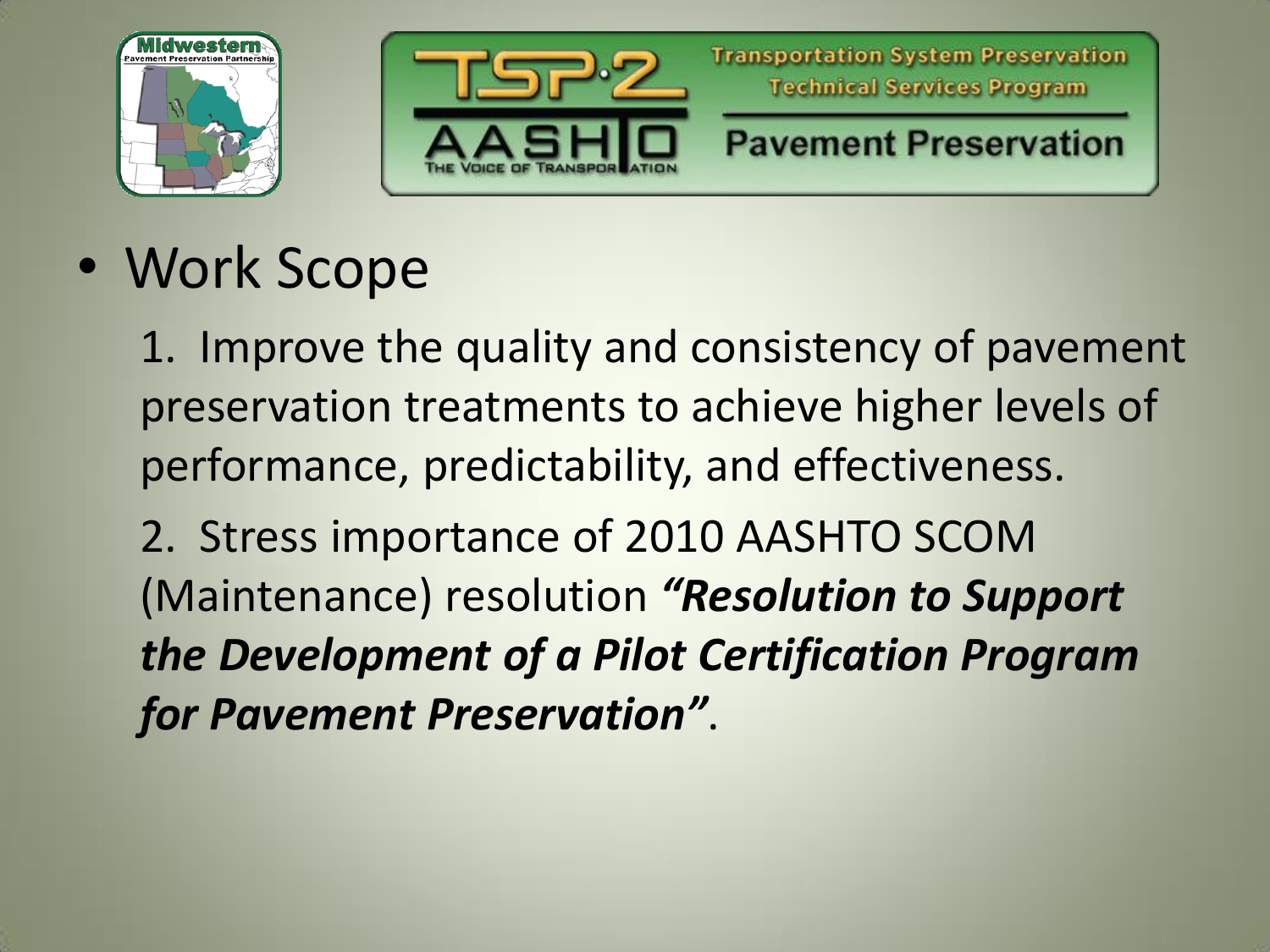- Work Scope

  1. Improve the quality and consistency of pavement preservation treatments to achieve higher levels of performance, predictability, and effectiveness.

  2. Stress importance of 2010 AASHTO SCOM (Maintenance) resolution ***"Resolution to Support the Development of a Pilot Certification Program for Pavement Preservation"***.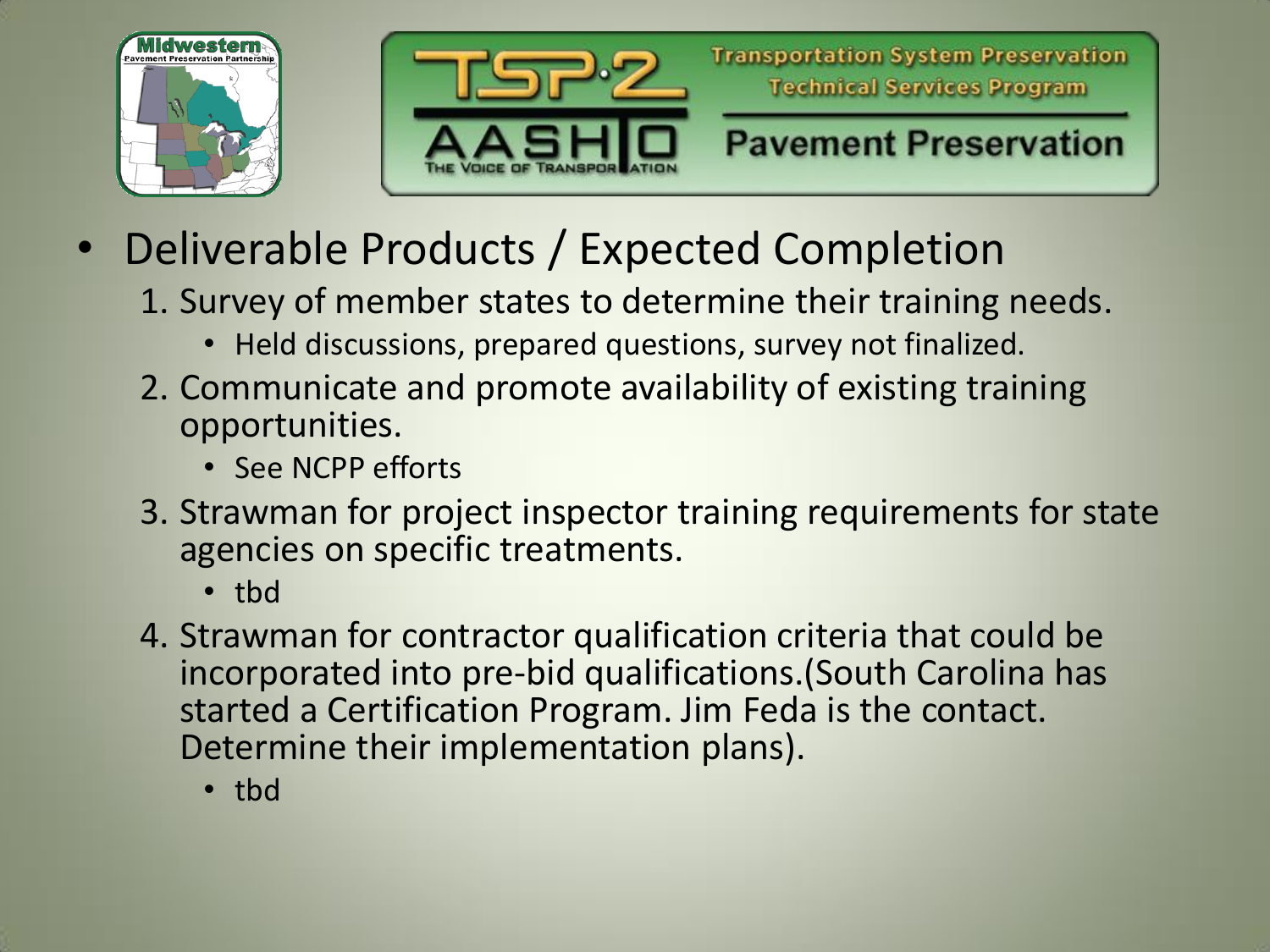- Deliverable Products / Expected Completion
  1. Survey of member states to determine their training needs.
     - Held discussions, prepared questions, survey not finalized.
  2. Communicate and promote availability of existing training opportunities.
     - See NCPP efforts
  3. Strawman for project inspector training requirements for state agencies on specific treatments.
     - tbd
  4. Strawman for contractor qualification criteria that could be incorporated into pre-bid qualifications.(South Carolina has started a Certification Program. Jim Feda is the contact. Determine their implementation plans).
     - tbd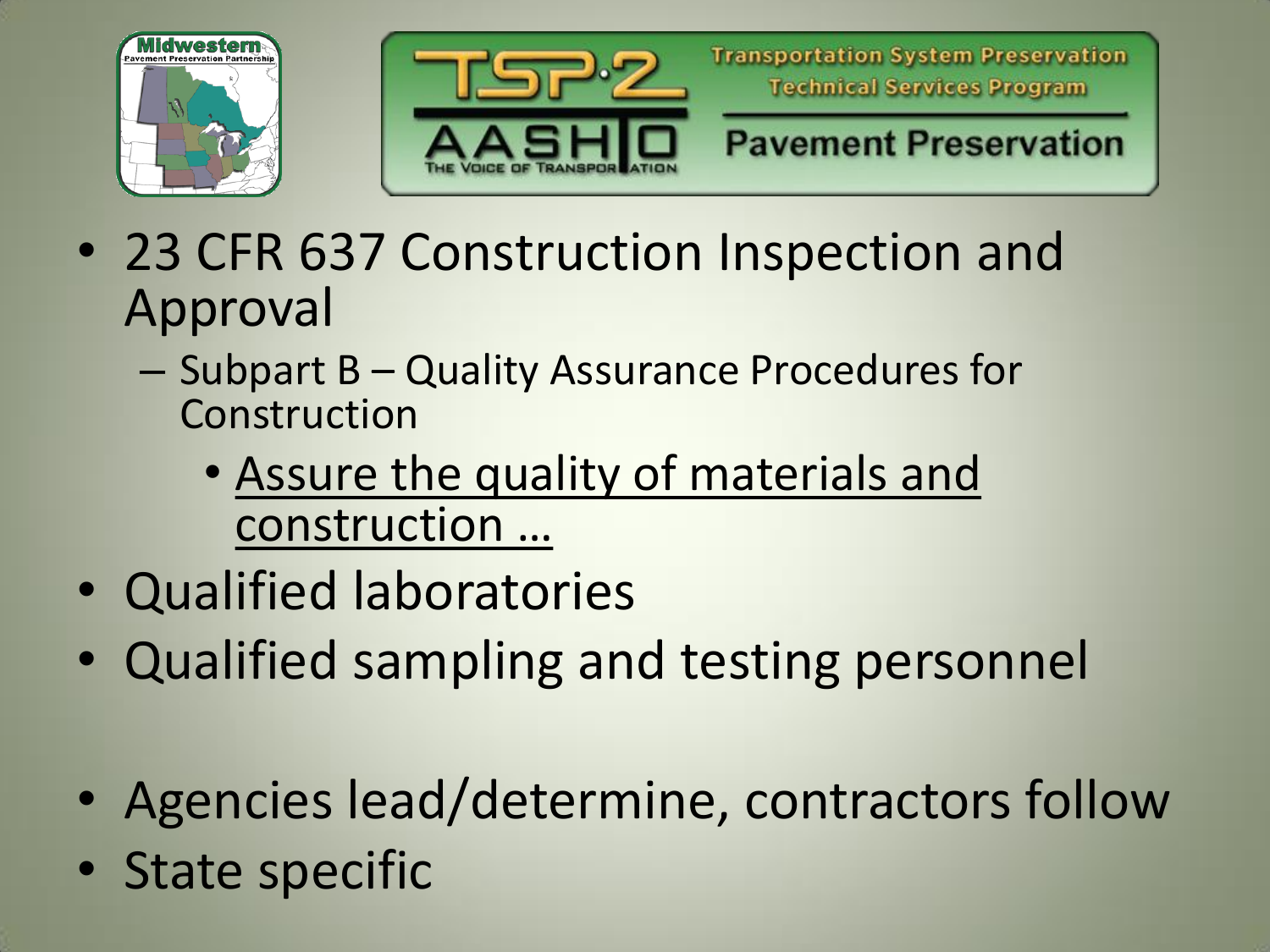- 23 CFR 637 Construction Inspection and Approval
  - Subpart B – Quality Assurance Procedures for Construction
    - Assure the quality of materials and construction …
- Qualified laboratories
- Qualified sampling and testing personnel
- Agencies lead/determine, contractors follow
- State specific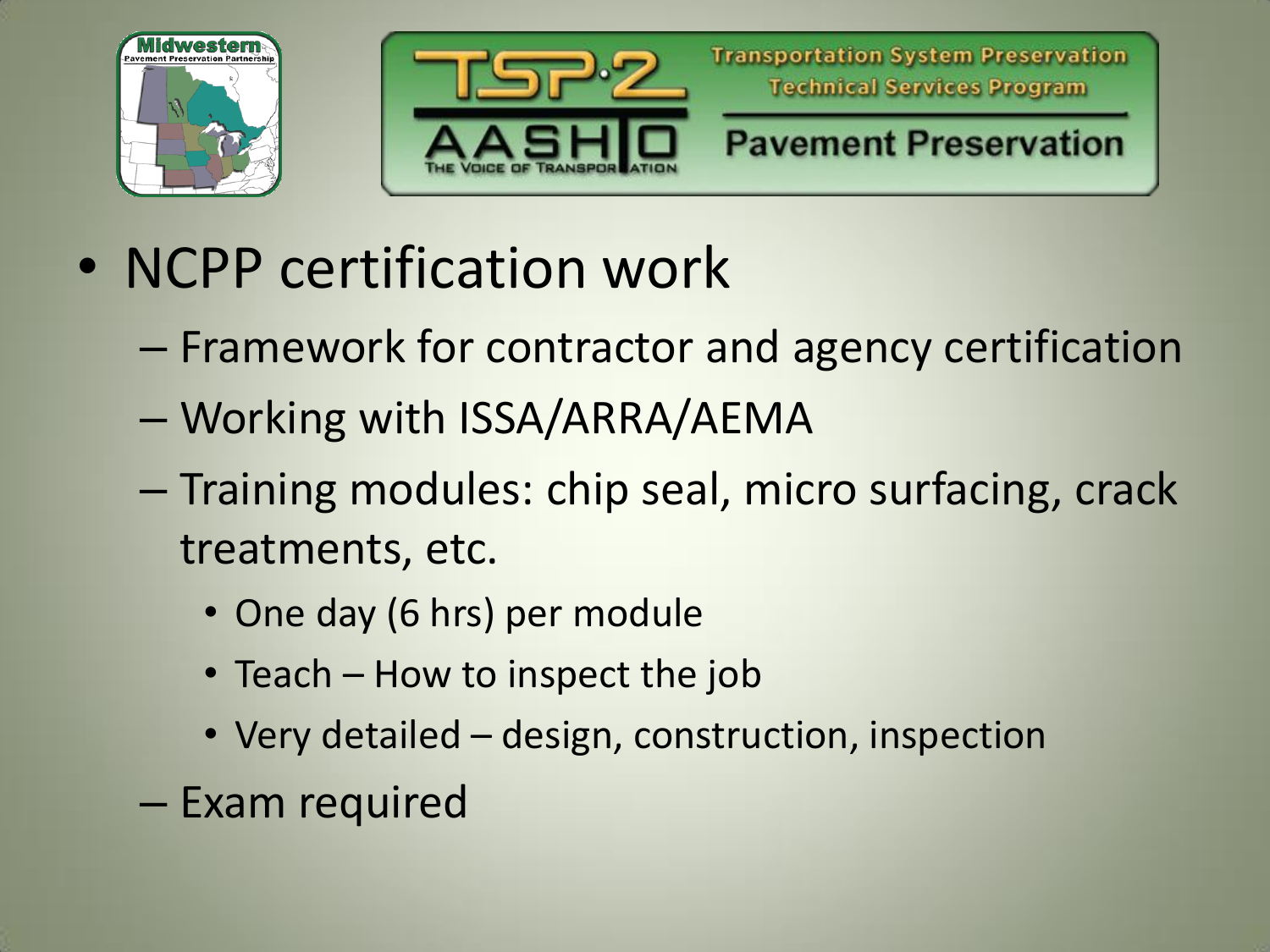- NCPP certification work
  - Framework for contractor and agency certification
  - Working with ISSA/ARRA/AEMA
  - Training modules: chip seal, micro surfacing, crack treatments, etc.
    - One day (6 hrs) per module
    - Teach – How to inspect the job
    - Very detailed – design, construction, inspection
  - Exam required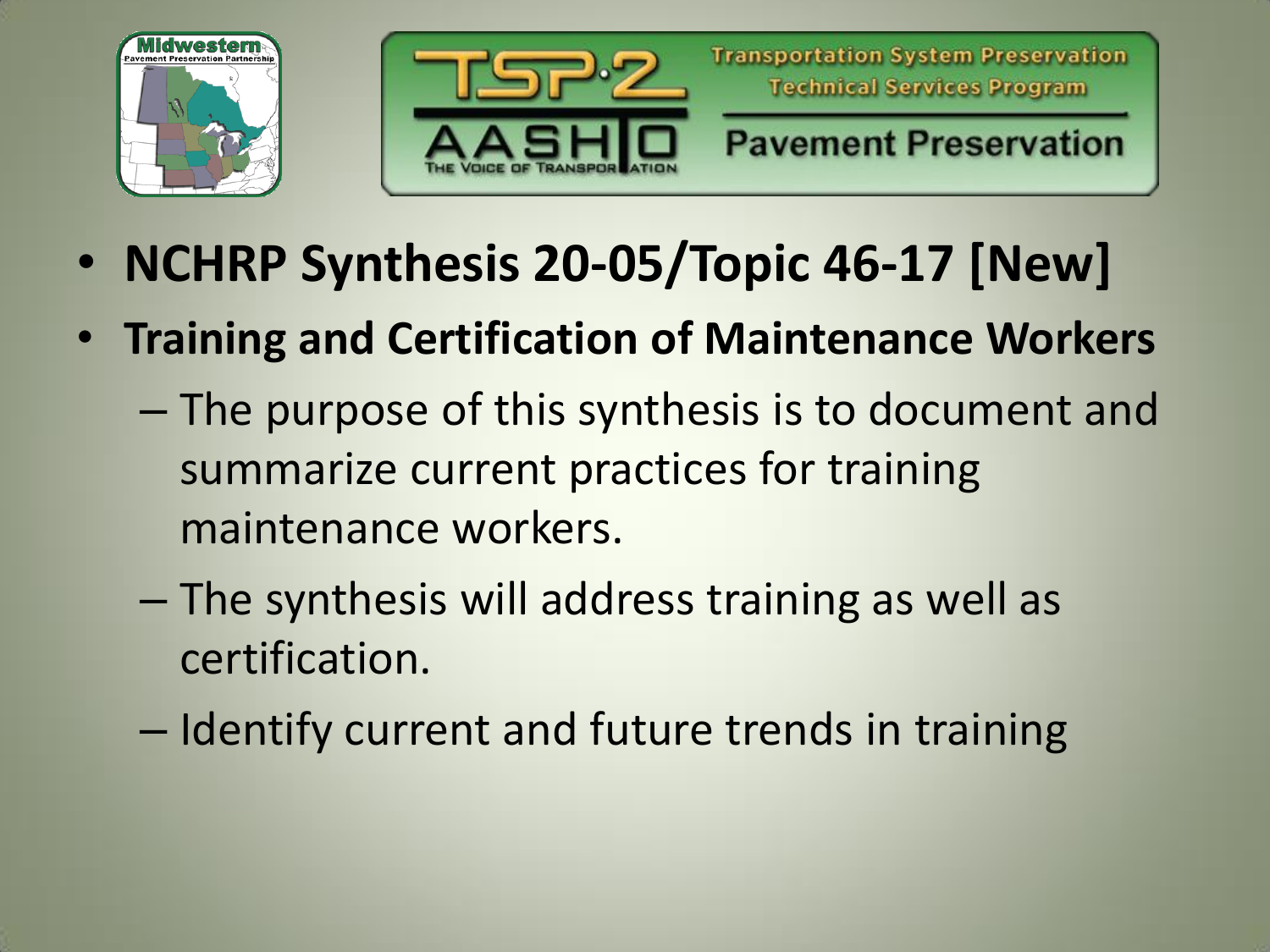- **NCHRP Synthesis 20-05/Topic 46-17 [New]**
- **Training and Certification of Maintenance Workers**
  - The purpose of this synthesis is to document and summarize current practices for training maintenance workers.
  - The synthesis will address training as well as certification.
  - Identify current and future trends in training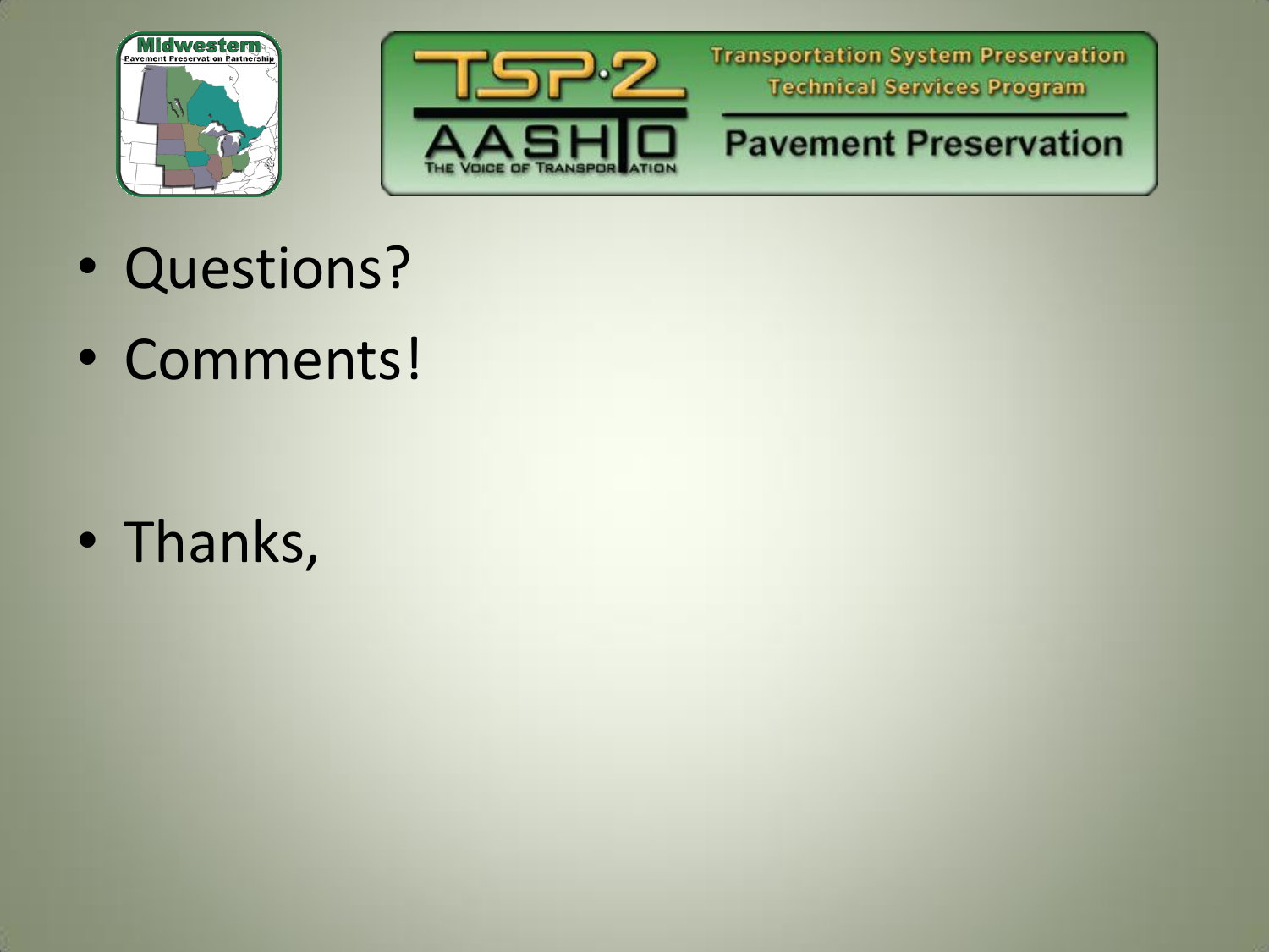Midwestern Pavement Preservation Partnership

TSP·2 AASHTO THE VOICE OF TRANSPORTATION

Transportation System Preservation Technical Services Program

Pavement Preservation

- Questions?
- Comments!
- Thanks,